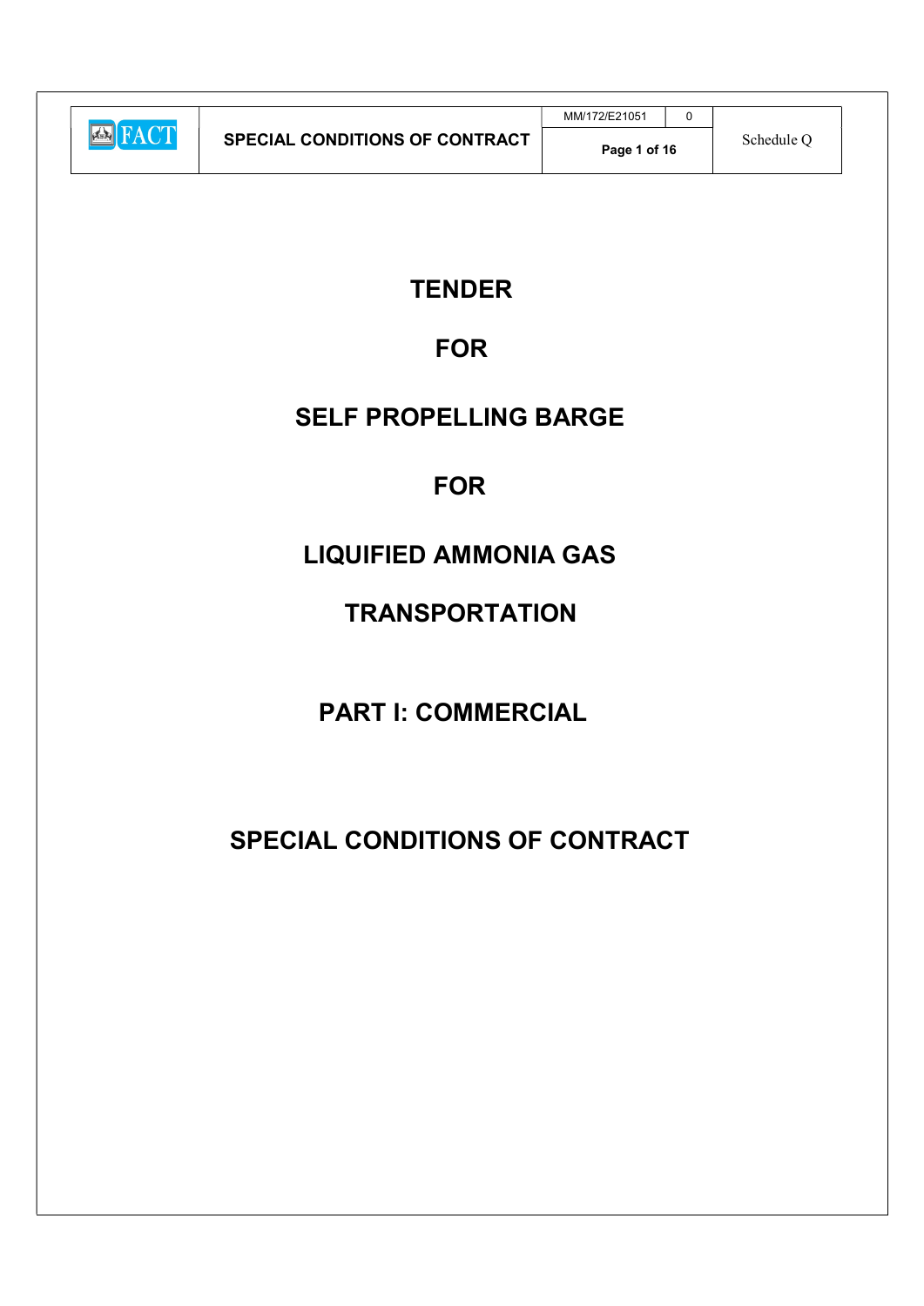# TENDER

# FOR

# SELF PROPELLING BARGE

# FOR

# LIQUIFIED AMMONIA GAS

# TRANSPORTATION

## PART I: COMMERCIAL

## SPECIAL CONDITIONS OF CONTRACT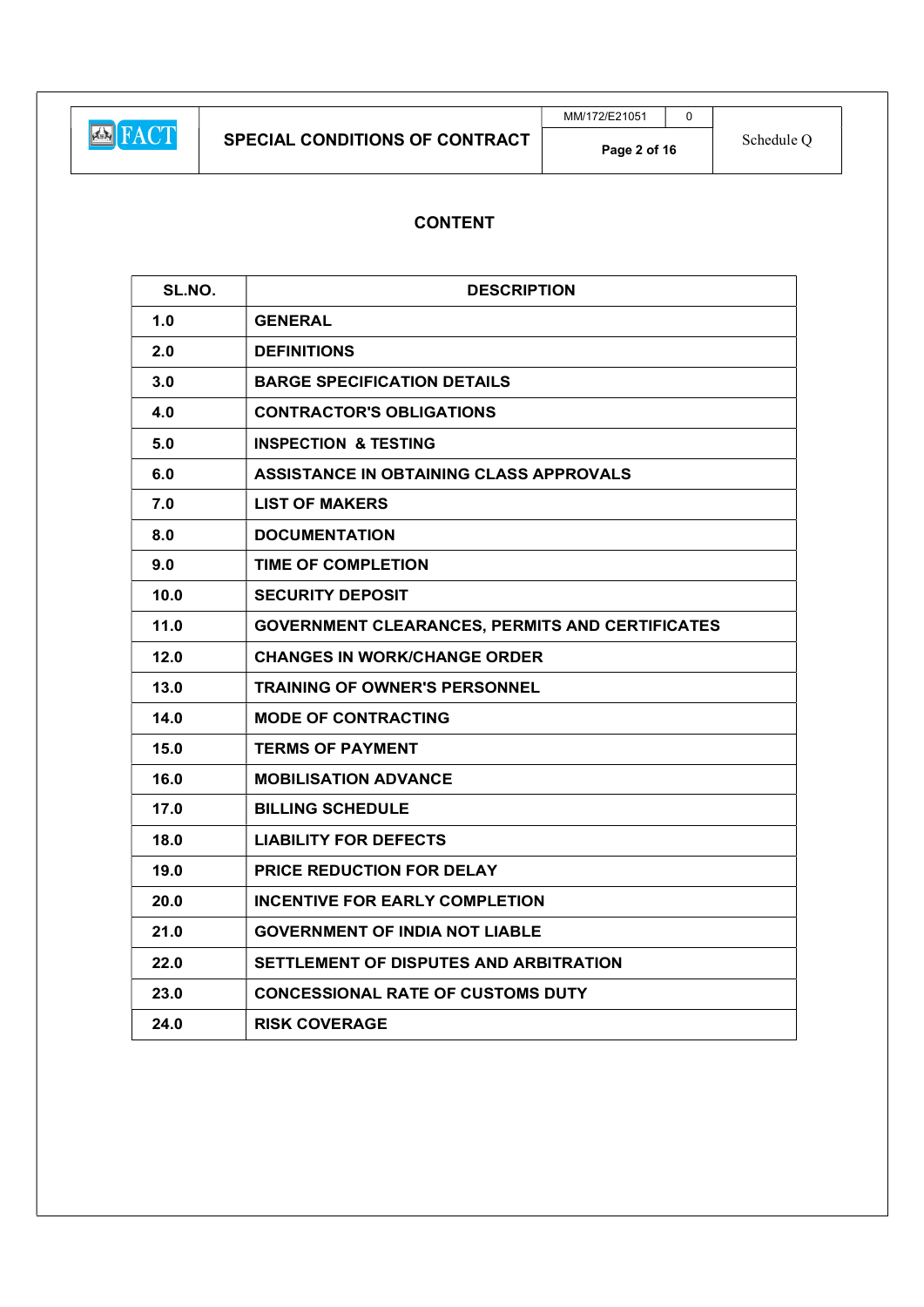## CONTENT

| SL.NO. | DESCRIPTION |
|---|---|
| 1.0 | GENERAL |
| 2.0 | DEFINITIONS |
| 3.0 | BARGE SPECIFICATION DETAILS |
| 4.0 | CONTRACTOR'S OBLIGATIONS |
| 5.0 | INSPECTION & TESTING |
| 6.0 | ASSISTANCE IN OBTAINING CLASS APPROVALS |
| 7.0 | LIST OF MAKERS |
| 8.0 | DOCUMENTATION |
| 9.0 | TIME OF COMPLETION |
| 10.0 | SECURITY DEPOSIT |
| 11.0 | GOVERNMENT CLEARANCES, PERMITS AND CERTIFICATES |
| 12.0 | CHANGES IN WORK/CHANGE ORDER |
| 13.0 | TRAINING OF OWNER'S PERSONNEL |
| 14.0 | MODE OF CONTRACTING |
| 15.0 | TERMS OF PAYMENT |
| 16.0 | MOBILISATION ADVANCE |
| 17.0 | BILLING SCHEDULE |
| 18.0 | LIABILITY FOR DEFECTS |
| 19.0 | PRICE REDUCTION FOR DELAY |
| 20.0 | INCENTIVE FOR EARLY COMPLETION |
| 21.0 | GOVERNMENT OF INDIA NOT LIABLE |
| 22.0 | SETTLEMENT OF DISPUTES AND ARBITRATION |
| 23.0 | CONCESSIONAL RATE OF CUSTOMS DUTY |
| 24.0 | RISK COVERAGE |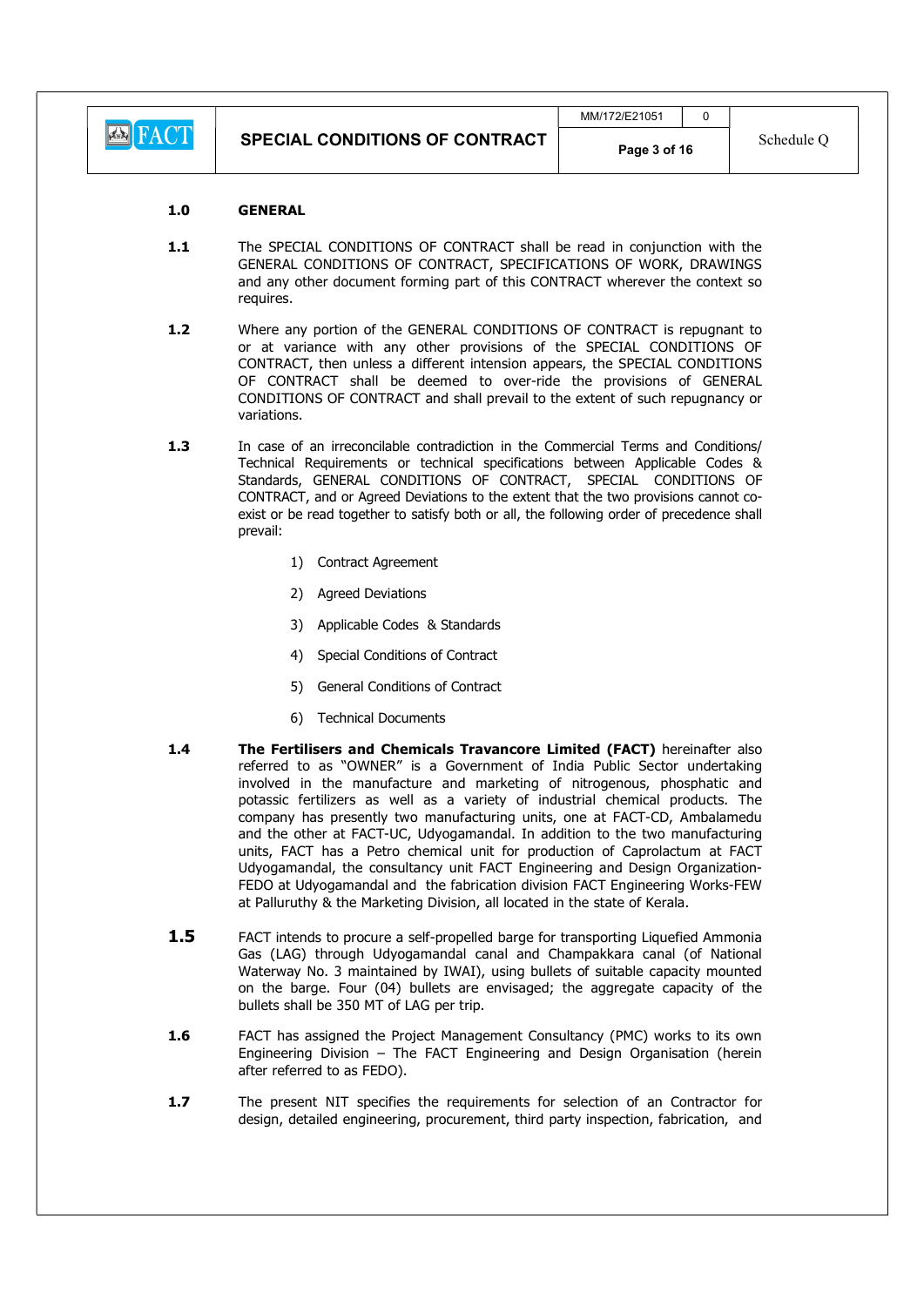## 1.0 GENERAL

**1.1** The SPECIAL CONDITIONS OF CONTRACT shall be read in conjunction with the GENERAL CONDITIONS OF CONTRACT, SPECIFICATIONS OF WORK, DRAWINGS and any other document forming part of this CONTRACT wherever the context so requires.

**1.2** Where any portion of the GENERAL CONDITIONS OF CONTRACT is repugnant to or at variance with any other provisions of the SPECIAL CONDITIONS OF CONTRACT, then unless a different intension appears, the SPECIAL CONDITIONS OF CONTRACT shall be deemed to over-ride the provisions of GENERAL CONDITIONS OF CONTRACT and shall prevail to the extent of such repugnancy or variations.

**1.3** In case of an irreconcilable contradiction in the Commercial Terms and Conditions/ Technical Requirements or technical specifications between Applicable Codes & Standards, GENERAL CONDITIONS OF CONTRACT, SPECIAL CONDITIONS OF CONTRACT, and or Agreed Deviations to the extent that the two provisions cannot co-exist or be read together to satisfy both or all, the following order of precedence shall prevail:

1) Contract Agreement
2) Agreed Deviations
3) Applicable Codes & Standards
4) Special Conditions of Contract
5) General Conditions of Contract
6) Technical Documents

**1.4** **The Fertilisers and Chemicals Travancore Limited (FACT)** hereinafter also referred to as "OWNER" is a Government of India Public Sector undertaking involved in the manufacture and marketing of nitrogenous, phosphatic and potassic fertilizers as well as a variety of industrial chemical products. The company has presently two manufacturing units, one at FACT-CD, Ambalamedu and the other at FACT-UC, Udyogamandal. In addition to the two manufacturing units, FACT has a Petro chemical unit for production of Caprolactum at FACT Udyogamandal, the consultancy unit FACT Engineering and Design Organization-FEDO at Udyogamandal and the fabrication division FACT Engineering Works-FEW at Palluruthy & the Marketing Division, all located in the state of Kerala.

**1.5** FACT intends to procure a self-propelled barge for transporting Liquefied Ammonia Gas (LAG) through Udyogamandal canal and Champakkara canal (of National Waterway No. 3 maintained by IWAI), using bullets of suitable capacity mounted on the barge. Four (04) bullets are envisaged; the aggregate capacity of the bullets shall be 350 MT of LAG per trip.

**1.6** FACT has assigned the Project Management Consultancy (PMC) works to its own Engineering Division – The FACT Engineering and Design Organisation (herein after referred to as FEDO).

**1.7** The present NIT specifies the requirements for selection of an Contractor for design, detailed engineering, procurement, third party inspection, fabrication, and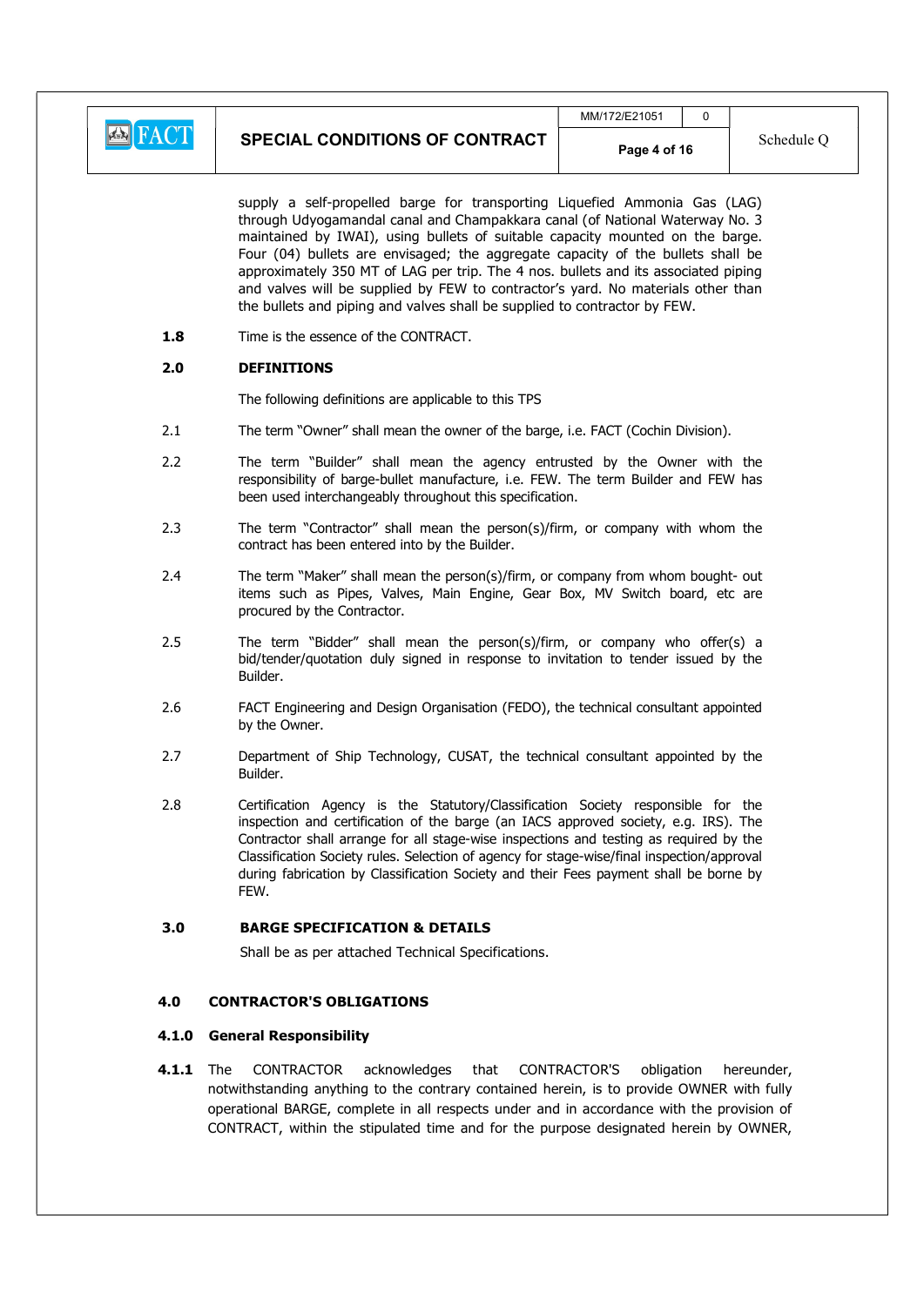supply a self-propelled barge for transporting Liquefied Ammonia Gas (LAG) through Udyogamandal canal and Champakkara canal (of National Waterway No. 3 maintained by IWAI), using bullets of suitable capacity mounted on the barge. Four (04) bullets are envisaged; the aggregate capacity of the bullets shall be approximately 350 MT of LAG per trip. The 4 nos. bullets and its associated piping and valves will be supplied by FEW to contractor's yard. No materials other than the bullets and piping and valves shall be supplied to contractor by FEW.

**1.8** Time is the essence of the CONTRACT.

## 2.0 DEFINITIONS

The following definitions are applicable to this TPS

2.1 The term "Owner" shall mean the owner of the barge, i.e. FACT (Cochin Division).

2.2 The term "Builder" shall mean the agency entrusted by the Owner with the responsibility of barge-bullet manufacture, i.e. FEW. The term Builder and FEW has been used interchangeably throughout this specification.

2.3 The term "Contractor" shall mean the person(s)/firm, or company with whom the contract has been entered into by the Builder.

2.4 The term "Maker" shall mean the person(s)/firm, or company from whom bought- out items such as Pipes, Valves, Main Engine, Gear Box, MV Switch board, etc are procured by the Contractor.

2.5 The term "Bidder" shall mean the person(s)/firm, or company who offer(s) a bid/tender/quotation duly signed in response to invitation to tender issued by the Builder.

2.6 FACT Engineering and Design Organisation (FEDO), the technical consultant appointed by the Owner.

2.7 Department of Ship Technology, CUSAT, the technical consultant appointed by the Builder.

2.8 Certification Agency is the Statutory/Classification Society responsible for the inspection and certification of the barge (an IACS approved society, e.g. IRS). The Contractor shall arrange for all stage-wise inspections and testing as required by the Classification Society rules. Selection of agency for stage-wise/final inspection/approval during fabrication by Classification Society and their Fees payment shall be borne by FEW.

## 3.0 BARGE SPECIFICATION & DETAILS

Shall be as per attached Technical Specifications.

## 4.0 CONTRACTOR'S OBLIGATIONS

### 4.1.0 General Responsibility

**4.1.1** The CONTRACTOR acknowledges that CONTRACTOR'S obligation hereunder, notwithstanding anything to the contrary contained herein, is to provide OWNER with fully operational BARGE, complete in all respects under and in accordance with the provision of CONTRACT, within the stipulated time and for the purpose designated herein by OWNER,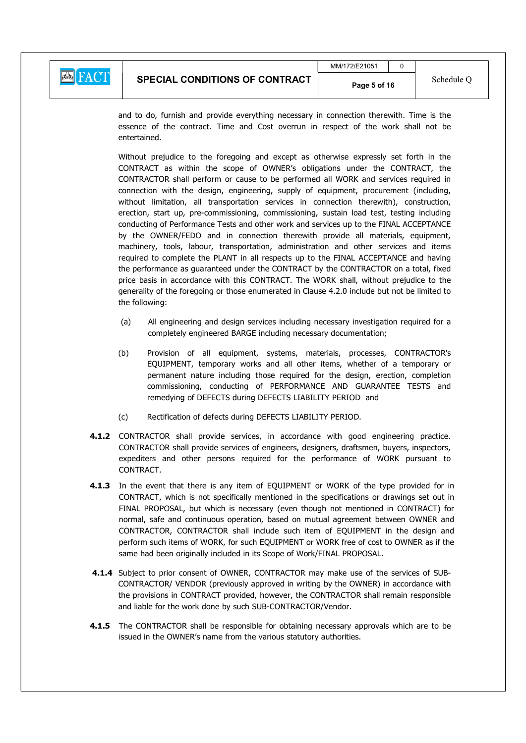and to do, furnish and provide everything necessary in connection therewith. Time is the essence of the contract. Time and Cost overrun in respect of the work shall not be entertained.

Without prejudice to the foregoing and except as otherwise expressly set forth in the CONTRACT as within the scope of OWNER's obligations under the CONTRACT, the CONTRACTOR shall perform or cause to be performed all WORK and services required in connection with the design, engineering, supply of equipment, procurement (including, without limitation, all transportation services in connection therewith), construction, erection, start up, pre-commissioning, commissioning, sustain load test, testing including conducting of Performance Tests and other work and services up to the FINAL ACCEPTANCE by the OWNER/FEDO and in connection therewith provide all materials, equipment, machinery, tools, labour, transportation, administration and other services and items required to complete the PLANT in all respects up to the FINAL ACCEPTANCE and having the performance as guaranteed under the CONTRACT by the CONTRACTOR on a total, fixed price basis in accordance with this CONTRACT. The WORK shall, without prejudice to the generality of the foregoing or those enumerated in Clause 4.2.0 include but not be limited to the following:

(a) All engineering and design services including necessary investigation required for a completely engineered BARGE including necessary documentation;

(b) Provision of all equipment, systems, materials, processes, CONTRACTOR's EQUIPMENT, temporary works and all other items, whether of a temporary or permanent nature including those required for the design, erection, completion commissioning, conducting of PERFORMANCE AND GUARANTEE TESTS and remedying of DEFECTS during DEFECTS LIABILITY PERIOD and

(c) Rectification of defects during DEFECTS LIABILITY PERIOD.

**4.1.2** CONTRACTOR shall provide services, in accordance with good engineering practice. CONTRACTOR shall provide services of engineers, designers, draftsmen, buyers, inspectors, expediters and other persons required for the performance of WORK pursuant to CONTRACT.

**4.1.3** In the event that there is any item of EQUIPMENT or WORK of the type provided for in CONTRACT, which is not specifically mentioned in the specifications or drawings set out in FINAL PROPOSAL, but which is necessary (even though not mentioned in CONTRACT) for normal, safe and continuous operation, based on mutual agreement between OWNER and CONTRACTOR, CONTRACTOR shall include such item of EQUIPMENT in the design and perform such items of WORK, for such EQUIPMENT or WORK free of cost to OWNER as if the same had been originally included in its Scope of Work/FINAL PROPOSAL.

**4.1.4** Subject to prior consent of OWNER, CONTRACTOR may make use of the services of SUB-CONTRACTOR/ VENDOR (previously approved in writing by the OWNER) in accordance with the provisions in CONTRACT provided, however, the CONTRACTOR shall remain responsible and liable for the work done by such SUB-CONTRACTOR/Vendor.

**4.1.5** The CONTRACTOR shall be responsible for obtaining necessary approvals which are to be issued in the OWNER's name from the various statutory authorities.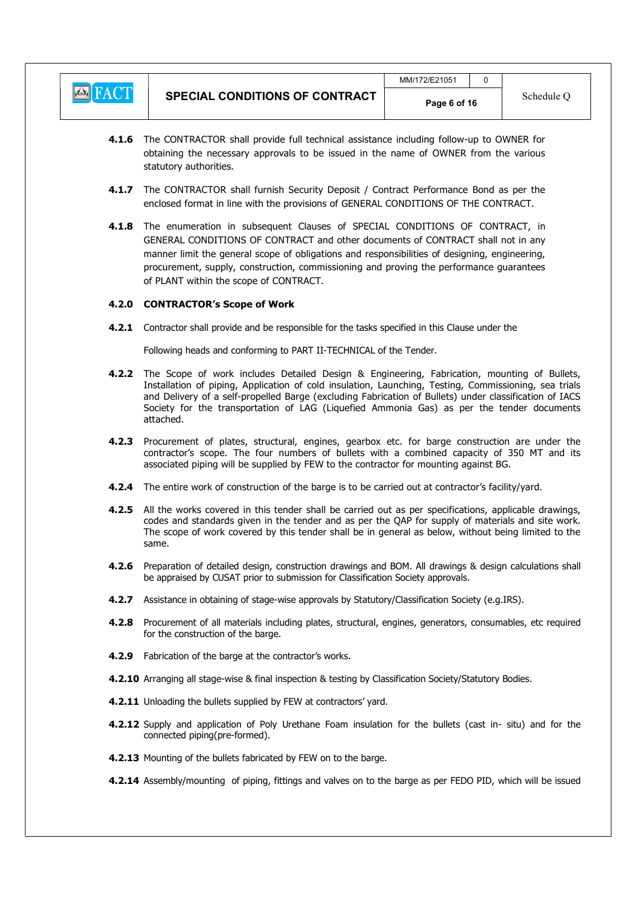**4.1.6** The CONTRACTOR shall provide full technical assistance including follow-up to OWNER for obtaining the necessary approvals to be issued in the name of OWNER from the various statutory authorities.

**4.1.7** The CONTRACTOR shall furnish Security Deposit / Contract Performance Bond as per the enclosed format in line with the provisions of GENERAL CONDITIONS OF THE CONTRACT.

**4.1.8** The enumeration in subsequent Clauses of SPECIAL CONDITIONS OF CONTRACT, in GENERAL CONDITIONS OF CONTRACT and other documents of CONTRACT shall not in any manner limit the general scope of obligations and responsibilities of designing, engineering, procurement, supply, construction, commissioning and proving the performance guarantees of PLANT within the scope of CONTRACT.

**4.2.0 CONTRACTOR's Scope of Work**

**4.2.1** Contractor shall provide and be responsible for the tasks specified in this Clause under the

Following heads and conforming to PART II-TECHNICAL of the Tender.

**4.2.2** The Scope of work includes Detailed Design & Engineering, Fabrication, mounting of Bullets, Installation of piping, Application of cold insulation, Launching, Testing, Commissioning, sea trials and Delivery of a self-propelled Barge (excluding Fabrication of Bullets) under classification of IACS Society for the transportation of LAG (Liquefied Ammonia Gas) as per the tender documents attached.

**4.2.3** Procurement of plates, structural, engines, gearbox etc. for barge construction are under the contractor's scope. The four numbers of bullets with a combined capacity of 350 MT and its associated piping will be supplied by FEW to the contractor for mounting against BG.

**4.2.4** The entire work of construction of the barge is to be carried out at contractor's facility/yard.

**4.2.5** All the works covered in this tender shall be carried out as per specifications, applicable drawings, codes and standards given in the tender and as per the QAP for supply of materials and site work. The scope of work covered by this tender shall be in general as below, without being limited to the same.

**4.2.6** Preparation of detailed design, construction drawings and BOM. All drawings & design calculations shall be appraised by CUSAT prior to submission for Classification Society approvals.

**4.2.7** Assistance in obtaining of stage-wise approvals by Statutory/Classification Society (e.g.IRS).

**4.2.8** Procurement of all materials including plates, structural, engines, generators, consumables, etc required for the construction of the barge.

**4.2.9** Fabrication of the barge at the contractor's works.

**4.2.10** Arranging all stage-wise & final inspection & testing by Classification Society/Statutory Bodies.

**4.2.11** Unloading the bullets supplied by FEW at contractors' yard.

**4.2.12** Supply and application of Poly Urethane Foam insulation for the bullets (cast in- situ) and for the connected piping(pre-formed).

**4.2.13** Mounting of the bullets fabricated by FEW on to the barge.

**4.2.14** Assembly/mounting of piping, fittings and valves on to the barge as per FEDO PID, which will be issued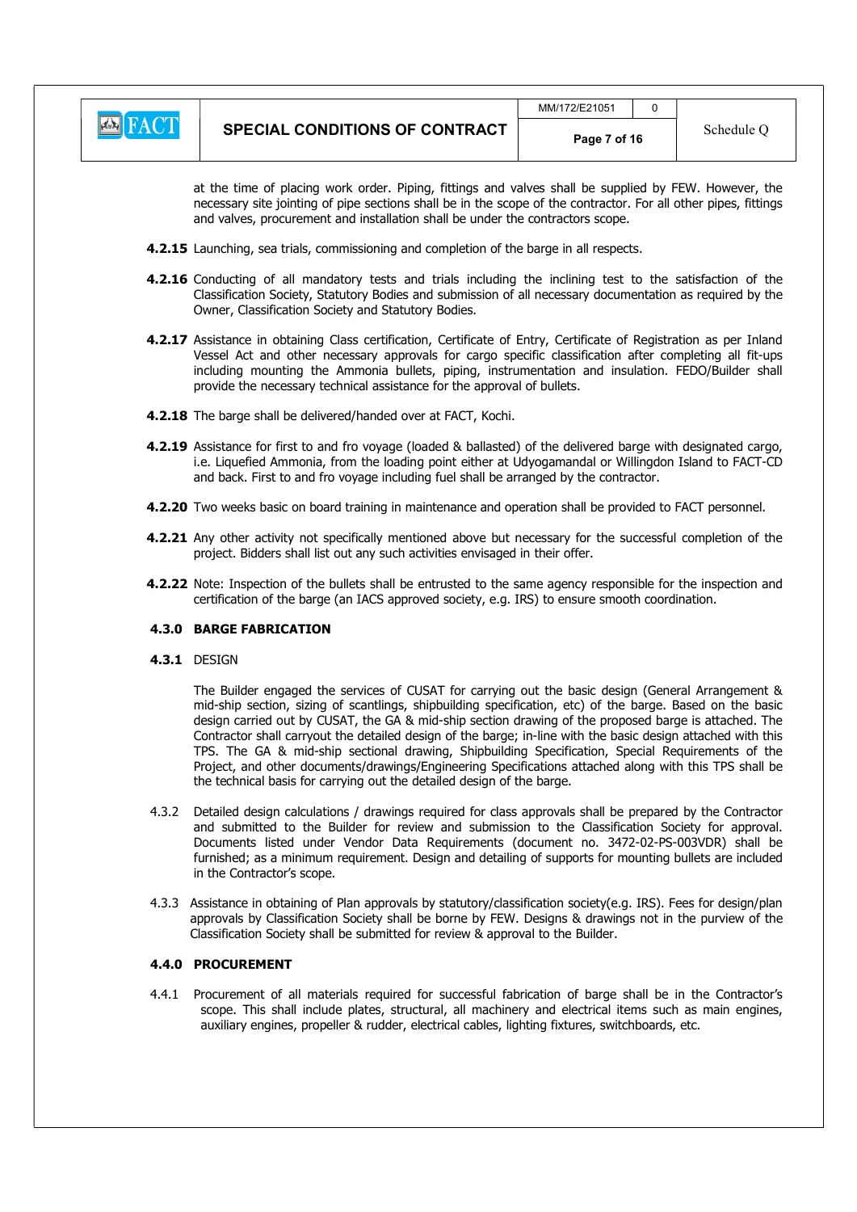at the time of placing work order. Piping, fittings and valves shall be supplied by FEW. However, the necessary site jointing of pipe sections shall be in the scope of the contractor. For all other pipes, fittings and valves, procurement and installation shall be under the contractors scope.

**4.2.15** Launching, sea trials, commissioning and completion of the barge in all respects.

**4.2.16** Conducting of all mandatory tests and trials including the inclining test to the satisfaction of the Classification Society, Statutory Bodies and submission of all necessary documentation as required by the Owner, Classification Society and Statutory Bodies.

**4.2.17** Assistance in obtaining Class certification, Certificate of Entry, Certificate of Registration as per Inland Vessel Act and other necessary approvals for cargo specific classification after completing all fit-ups including mounting the Ammonia bullets, piping, instrumentation and insulation. FEDO/Builder shall provide the necessary technical assistance for the approval of bullets.

**4.2.18** The barge shall be delivered/handed over at FACT, Kochi.

**4.2.19** Assistance for first to and fro voyage (loaded & ballasted) of the delivered barge with designated cargo, i.e. Liquefied Ammonia, from the loading point either at Udyogamandal or Willingdon Island to FACT-CD and back. First to and fro voyage including fuel shall be arranged by the contractor.

**4.2.20** Two weeks basic on board training in maintenance and operation shall be provided to FACT personnel.

**4.2.21** Any other activity not specifically mentioned above but necessary for the successful completion of the project. Bidders shall list out any such activities envisaged in their offer.

**4.2.22** Note: Inspection of the bullets shall be entrusted to the same agency responsible for the inspection and certification of the barge (an IACS approved society, e.g. IRS) to ensure smooth coordination.

### 4.3.0 BARGE FABRICATION

**4.3.1** DESIGN

The Builder engaged the services of CUSAT for carrying out the basic design (General Arrangement & mid-ship section, sizing of scantlings, shipbuilding specification, etc) of the barge. Based on the basic design carried out by CUSAT, the GA & mid-ship section drawing of the proposed barge is attached. The Contractor shall carryout the detailed design of the barge; in-line with the basic design attached with this TPS. The GA & mid-ship sectional drawing, Shipbuilding Specification, Special Requirements of the Project, and other documents/drawings/Engineering Specifications attached along with this TPS shall be the technical basis for carrying out the detailed design of the barge.

4.3.2 Detailed design calculations / drawings required for class approvals shall be prepared by the Contractor and submitted to the Builder for review and submission to the Classification Society for approval. Documents listed under Vendor Data Requirements (document no. 3472-02-PS-003VDR) shall be furnished; as a minimum requirement. Design and detailing of supports for mounting bullets are included in the Contractor's scope.

4.3.3 Assistance in obtaining of Plan approvals by statutory/classification society(e.g. IRS). Fees for design/plan approvals by Classification Society shall be borne by FEW. Designs & drawings not in the purview of the Classification Society shall be submitted for review & approval to the Builder.

### 4.4.0 PROCUREMENT

4.4.1 Procurement of all materials required for successful fabrication of barge shall be in the Contractor's scope. This shall include plates, structural, all machinery and electrical items such as main engines, auxiliary engines, propeller & rudder, electrical cables, lighting fixtures, switchboards, etc.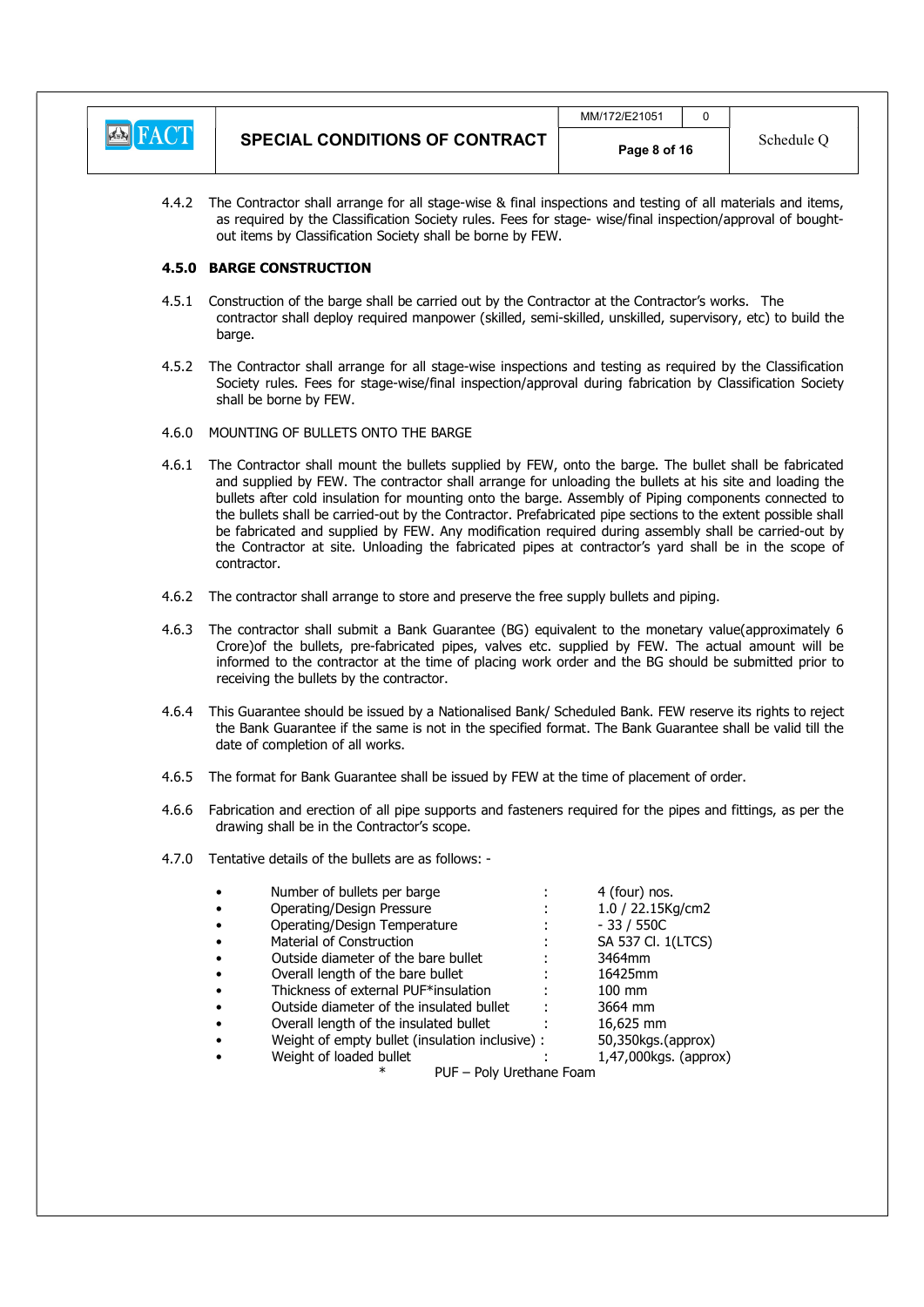4.4.2 The Contractor shall arrange for all stage-wise & final inspections and testing of all materials and items, as required by the Classification Society rules. Fees for stage- wise/final inspection/approval of bought-out items by Classification Society shall be borne by FEW.

**4.5.0 BARGE CONSTRUCTION**

4.5.1 Construction of the barge shall be carried out by the Contractor at the Contractor's works. The contractor shall deploy required manpower (skilled, semi-skilled, unskilled, supervisory, etc) to build the barge.

4.5.2 The Contractor shall arrange for all stage-wise inspections and testing as required by the Classification Society rules. Fees for stage-wise/final inspection/approval during fabrication by Classification Society shall be borne by FEW.

4.6.0 MOUNTING OF BULLETS ONTO THE BARGE

4.6.1 The Contractor shall mount the bullets supplied by FEW, onto the barge. The bullet shall be fabricated and supplied by FEW. The contractor shall arrange for unloading the bullets at his site and loading the bullets after cold insulation for mounting onto the barge. Assembly of Piping components connected to the bullets shall be carried-out by the Contractor. Prefabricated pipe sections to the extent possible shall be fabricated and supplied by FEW. Any modification required during assembly shall be carried-out by the Contractor at site. Unloading the fabricated pipes at contractor's yard shall be in the scope of contractor.

4.6.2 The contractor shall arrange to store and preserve the free supply bullets and piping.

4.6.3 The contractor shall submit a Bank Guarantee (BG) equivalent to the monetary value(approximately 6 Crore)of the bullets, pre-fabricated pipes, valves etc. supplied by FEW. The actual amount will be informed to the contractor at the time of placing work order and the BG should be submitted prior to receiving the bullets by the contractor.

4.6.4 This Guarantee should be issued by a Nationalised Bank/ Scheduled Bank. FEW reserve its rights to reject the Bank Guarantee if the same is not in the specified format. The Bank Guarantee shall be valid till the date of completion of all works.

4.6.5 The format for Bank Guarantee shall be issued by FEW at the time of placement of order.

4.6.6 Fabrication and erection of all pipe supports and fasteners required for the pipes and fittings, as per the drawing shall be in the Contractor's scope.

4.7.0 Tentative details of the bullets are as follows: -

- Number of bullets per barge : 4 (four) nos.
- Operating/Design Pressure : 1.0 / 22.15Kg/cm2
- Operating/Design Temperature : - 33 / 550C
- Material of Construction : SA 537 Cl. 1(LTCS)
- Outside diameter of the bare bullet : 3464mm
- Overall length of the bare bullet : 16425mm
- Thickness of external PUF*insulation : 100 mm
- Outside diameter of the insulated bullet : 3664 mm
- Overall length of the insulated bullet : 16,625 mm
- Weight of empty bullet (insulation inclusive) : 50,350kgs.(approx)
- Weight of loaded bullet : 1,47,000kgs. (approx)

\* PUF – Poly Urethane Foam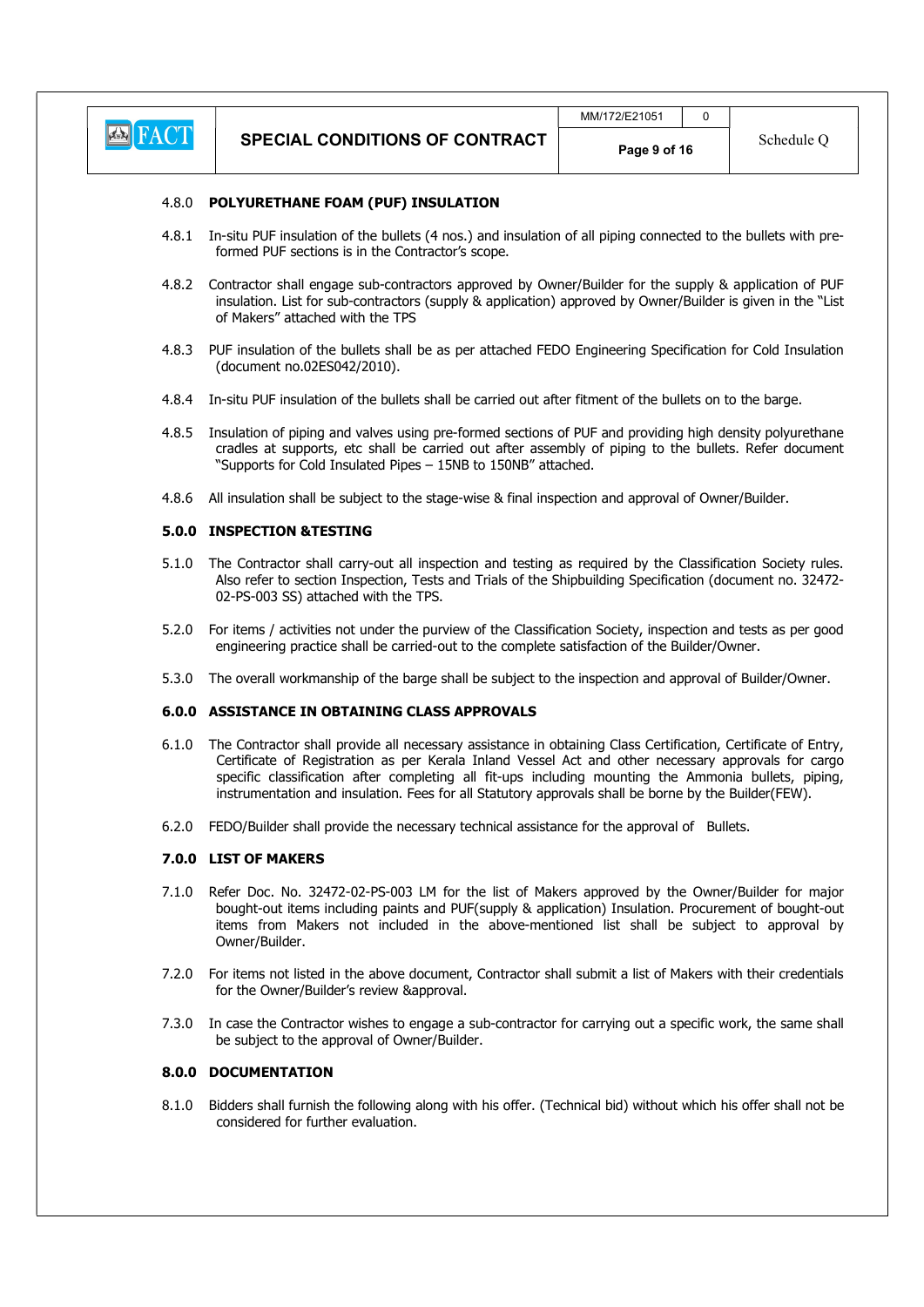### 4.8.0 POLYURETHANE FOAM (PUF) INSULATION

4.8.1 In-situ PUF insulation of the bullets (4 nos.) and insulation of all piping connected to the bullets with pre-formed PUF sections is in the Contractor's scope.

4.8.2 Contractor shall engage sub-contractors approved by Owner/Builder for the supply & application of PUF insulation. List for sub-contractors (supply & application) approved by Owner/Builder is given in the "List of Makers" attached with the TPS

4.8.3 PUF insulation of the bullets shall be as per attached FEDO Engineering Specification for Cold Insulation (document no.02ES042/2010).

4.8.4 In-situ PUF insulation of the bullets shall be carried out after fitment of the bullets on to the barge.

4.8.5 Insulation of piping and valves using pre-formed sections of PUF and providing high density polyurethane cradles at supports, etc shall be carried out after assembly of piping to the bullets. Refer document "Supports for Cold Insulated Pipes – 15NB to 150NB" attached.

4.8.6 All insulation shall be subject to the stage-wise & final inspection and approval of Owner/Builder.

### 5.0.0 INSPECTION &TESTING

5.1.0 The Contractor shall carry-out all inspection and testing as required by the Classification Society rules. Also refer to section Inspection, Tests and Trials of the Shipbuilding Specification (document no. 32472-02-PS-003 SS) attached with the TPS.

5.2.0 For items / activities not under the purview of the Classification Society, inspection and tests as per good engineering practice shall be carried-out to the complete satisfaction of the Builder/Owner.

5.3.0 The overall workmanship of the barge shall be subject to the inspection and approval of Builder/Owner.

### 6.0.0 ASSISTANCE IN OBTAINING CLASS APPROVALS

6.1.0 The Contractor shall provide all necessary assistance in obtaining Class Certification, Certificate of Entry, Certificate of Registration as per Kerala Inland Vessel Act and other necessary approvals for cargo specific classification after completing all fit-ups including mounting the Ammonia bullets, piping, instrumentation and insulation. Fees for all Statutory approvals shall be borne by the Builder(FEW).

6.2.0 FEDO/Builder shall provide the necessary technical assistance for the approval of Bullets.

### 7.0.0 LIST OF MAKERS

7.1.0 Refer Doc. No. 32472-02-PS-003 LM for the list of Makers approved by the Owner/Builder for major bought-out items including paints and PUF(supply & application) Insulation. Procurement of bought-out items from Makers not included in the above-mentioned list shall be subject to approval by Owner/Builder.

7.2.0 For items not listed in the above document, Contractor shall submit a list of Makers with their credentials for the Owner/Builder's review &approval.

7.3.0 In case the Contractor wishes to engage a sub-contractor for carrying out a specific work, the same shall be subject to the approval of Owner/Builder.

### 8.0.0 DOCUMENTATION

8.1.0 Bidders shall furnish the following along with his offer. (Technical bid) without which his offer shall not be considered for further evaluation.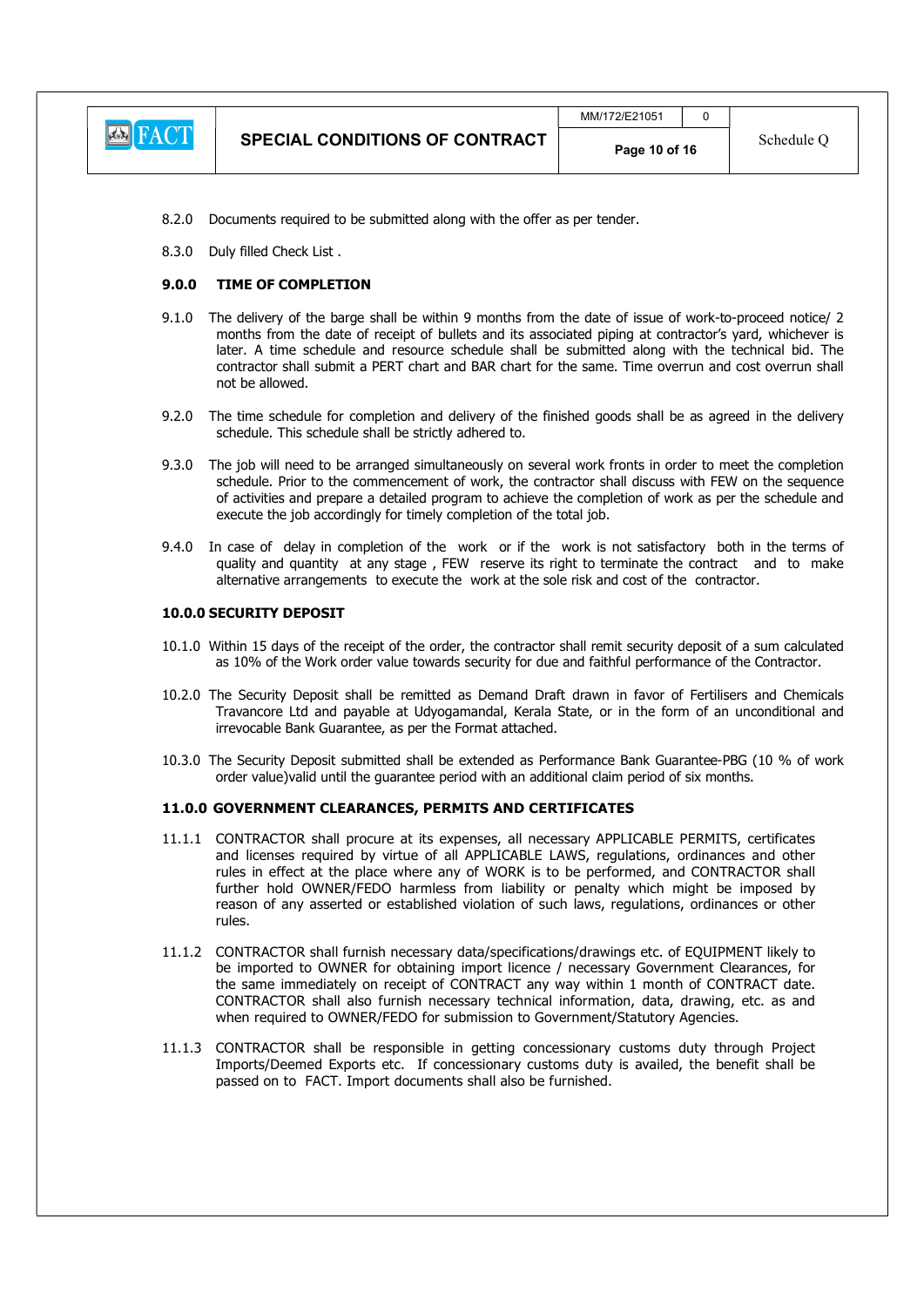8.2.0 Documents required to be submitted along with the offer as per tender.

8.3.0 Duly filled Check List .

**9.0.0 TIME OF COMPLETION**

9.1.0 The delivery of the barge shall be within 9 months from the date of issue of work-to-proceed notice/ 2 months from the date of receipt of bullets and its associated piping at contractor's yard, whichever is later. A time schedule and resource schedule shall be submitted along with the technical bid. The contractor shall submit a PERT chart and BAR chart for the same. Time overrun and cost overrun shall not be allowed.

9.2.0 The time schedule for completion and delivery of the finished goods shall be as agreed in the delivery schedule. This schedule shall be strictly adhered to.

9.3.0 The job will need to be arranged simultaneously on several work fronts in order to meet the completion schedule. Prior to the commencement of work, the contractor shall discuss with FEW on the sequence of activities and prepare a detailed program to achieve the completion of work as per the schedule and execute the job accordingly for timely completion of the total job.

9.4.0 In case of delay in completion of the work or if the work is not satisfactory both in the terms of quality and quantity at any stage , FEW reserve its right to terminate the contract and to make alternative arrangements to execute the work at the sole risk and cost of the contractor.

**10.0.0 SECURITY DEPOSIT**

10.1.0 Within 15 days of the receipt of the order, the contractor shall remit security deposit of a sum calculated as 10% of the Work order value towards security for due and faithful performance of the Contractor.

10.2.0 The Security Deposit shall be remitted as Demand Draft drawn in favor of Fertilisers and Chemicals Travancore Ltd and payable at Udyogamandal, Kerala State, or in the form of an unconditional and irrevocable Bank Guarantee, as per the Format attached.

10.3.0 The Security Deposit submitted shall be extended as Performance Bank Guarantee-PBG (10 % of work order value)valid until the guarantee period with an additional claim period of six months.

**11.0.0 GOVERNMENT CLEARANCES, PERMITS AND CERTIFICATES**

11.1.1 CONTRACTOR shall procure at its expenses, all necessary APPLICABLE PERMITS, certificates and licenses required by virtue of all APPLICABLE LAWS, regulations, ordinances and other rules in effect at the place where any of WORK is to be performed, and CONTRACTOR shall further hold OWNER/FEDO harmless from liability or penalty which might be imposed by reason of any asserted or established violation of such laws, regulations, ordinances or other rules.

11.1.2 CONTRACTOR shall furnish necessary data/specifications/drawings etc. of EQUIPMENT likely to be imported to OWNER for obtaining import licence / necessary Government Clearances, for the same immediately on receipt of CONTRACT any way within 1 month of CONTRACT date. CONTRACTOR shall also furnish necessary technical information, data, drawing, etc. as and when required to OWNER/FEDO for submission to Government/Statutory Agencies.

11.1.3 CONTRACTOR shall be responsible in getting concessionary customs duty through Project Imports/Deemed Exports etc. If concessionary customs duty is availed, the benefit shall be passed on to FACT. Import documents shall also be furnished.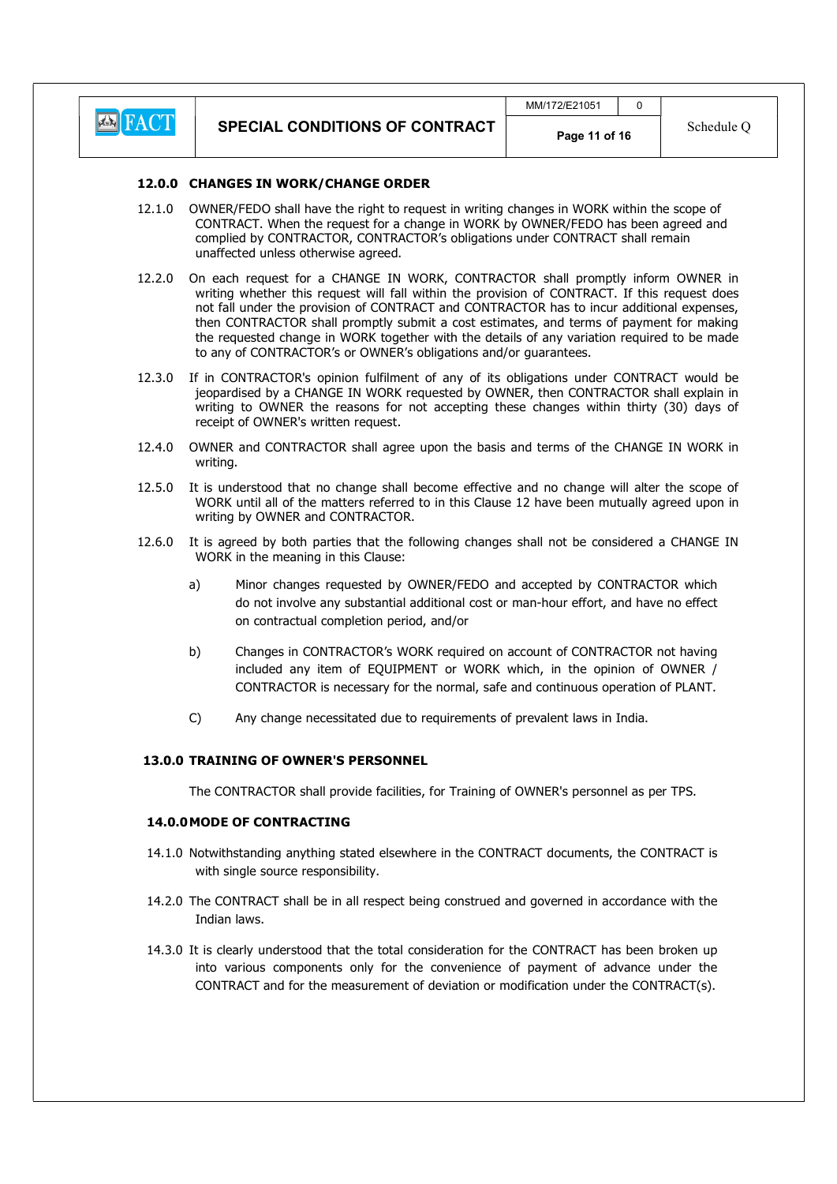## 12.0.0 CHANGES IN WORK/CHANGE ORDER

12.1.0 OWNER/FEDO shall have the right to request in writing changes in WORK within the scope of CONTRACT. When the request for a change in WORK by OWNER/FEDO has been agreed and complied by CONTRACTOR, CONTRACTOR's obligations under CONTRACT shall remain unaffected unless otherwise agreed.

12.2.0 On each request for a CHANGE IN WORK, CONTRACTOR shall promptly inform OWNER in writing whether this request will fall within the provision of CONTRACT. If this request does not fall under the provision of CONTRACT and CONTRACTOR has to incur additional expenses, then CONTRACTOR shall promptly submit a cost estimates, and terms of payment for making the requested change in WORK together with the details of any variation required to be made to any of CONTRACTOR's or OWNER's obligations and/or guarantees.

12.3.0 If in CONTRACTOR's opinion fulfilment of any of its obligations under CONTRACT would be jeopardised by a CHANGE IN WORK requested by OWNER, then CONTRACTOR shall explain in writing to OWNER the reasons for not accepting these changes within thirty (30) days of receipt of OWNER's written request.

12.4.0 OWNER and CONTRACTOR shall agree upon the basis and terms of the CHANGE IN WORK in writing.

12.5.0 It is understood that no change shall become effective and no change will alter the scope of WORK until all of the matters referred to in this Clause 12 have been mutually agreed upon in writing by OWNER and CONTRACTOR.

12.6.0 It is agreed by both parties that the following changes shall not be considered a CHANGE IN WORK in the meaning in this Clause:

a) Minor changes requested by OWNER/FEDO and accepted by CONTRACTOR which do not involve any substantial additional cost or man-hour effort, and have no effect on contractual completion period, and/or

b) Changes in CONTRACTOR's WORK required on account of CONTRACTOR not having included any item of EQUIPMENT or WORK which, in the opinion of OWNER / CONTRACTOR is necessary for the normal, safe and continuous operation of PLANT.

C) Any change necessitated due to requirements of prevalent laws in India.

## 13.0.0 TRAINING OF OWNER'S PERSONNEL

The CONTRACTOR shall provide facilities, for Training of OWNER's personnel as per TPS.

## 14.0.0 MODE OF CONTRACTING

14.1.0 Notwithstanding anything stated elsewhere in the CONTRACT documents, the CONTRACT is with single source responsibility.

14.2.0 The CONTRACT shall be in all respect being construed and governed in accordance with the Indian laws.

14.3.0 It is clearly understood that the total consideration for the CONTRACT has been broken up into various components only for the convenience of payment of advance under the CONTRACT and for the measurement of deviation or modification under the CONTRACT(s).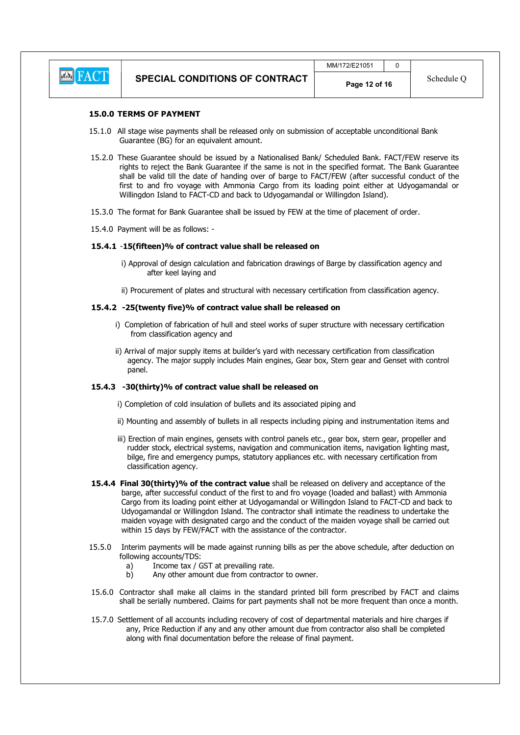## 15.0.0 TERMS OF PAYMENT

15.1.0 All stage wise payments shall be released only on submission of acceptable unconditional Bank Guarantee (BG) for an equivalent amount.

15.2.0 These Guarantee should be issued by a Nationalised Bank/ Scheduled Bank. FACT/FEW reserve its rights to reject the Bank Guarantee if the same is not in the specified format. The Bank Guarantee shall be valid till the date of handing over of barge to FACT/FEW (after successful conduct of the first to and fro voyage with Ammonia Cargo from its loading point either at Udyogamandal or Willingdon Island to FACT-CD and back to Udyogamandal or Willingdon Island).

15.3.0 The format for Bank Guarantee shall be issued by FEW at the time of placement of order.

15.4.0 Payment will be as follows: -

**15.4.1 -15(fifteen)% of contract value shall be released on**

i) Approval of design calculation and fabrication drawings of Barge by classification agency and after keel laying and

ii) Procurement of plates and structural with necessary certification from classification agency.

**15.4.2 -25(twenty five)% of contract value shall be released on**

i) Completion of fabrication of hull and steel works of super structure with necessary certification from classification agency and

ii) Arrival of major supply items at builder's yard with necessary certification from classification agency. The major supply includes Main engines, Gear box, Stern gear and Genset with control panel.

**15.4.3 -30(thirty)% of contract value shall be released on**

i) Completion of cold insulation of bullets and its associated piping and

ii) Mounting and assembly of bullets in all respects including piping and instrumentation items and

iii) Erection of main engines, gensets with control panels etc., gear box, stern gear, propeller and rudder stock, electrical systems, navigation and communication items, navigation lighting mast, bilge, fire and emergency pumps, statutory appliances etc. with necessary certification from classification agency.

**15.4.4 Final 30(thirty)% of the contract value** shall be released on delivery and acceptance of the barge, after successful conduct of the first to and fro voyage (loaded and ballast) with Ammonia Cargo from its loading point either at Udyogamandal or Willingdon Island to FACT-CD and back to Udyogamandal or Willingdon Island. The contractor shall intimate the readiness to undertake the maiden voyage with designated cargo and the conduct of the maiden voyage shall be carried out within 15 days by FEW/FACT with the assistance of the contractor.

15.5.0 Interim payments will be made against running bills as per the above schedule, after deduction on following accounts/TDS:

a) Income tax / GST at prevailing rate.
b) Any other amount due from contractor to owner.

15.6.0 Contractor shall make all claims in the standard printed bill form prescribed by FACT and claims shall be serially numbered. Claims for part payments shall not be more frequent than once a month.

15.7.0 Settlement of all accounts including recovery of cost of departmental materials and hire charges if any, Price Reduction if any and any other amount due from contractor also shall be completed along with final documentation before the release of final payment.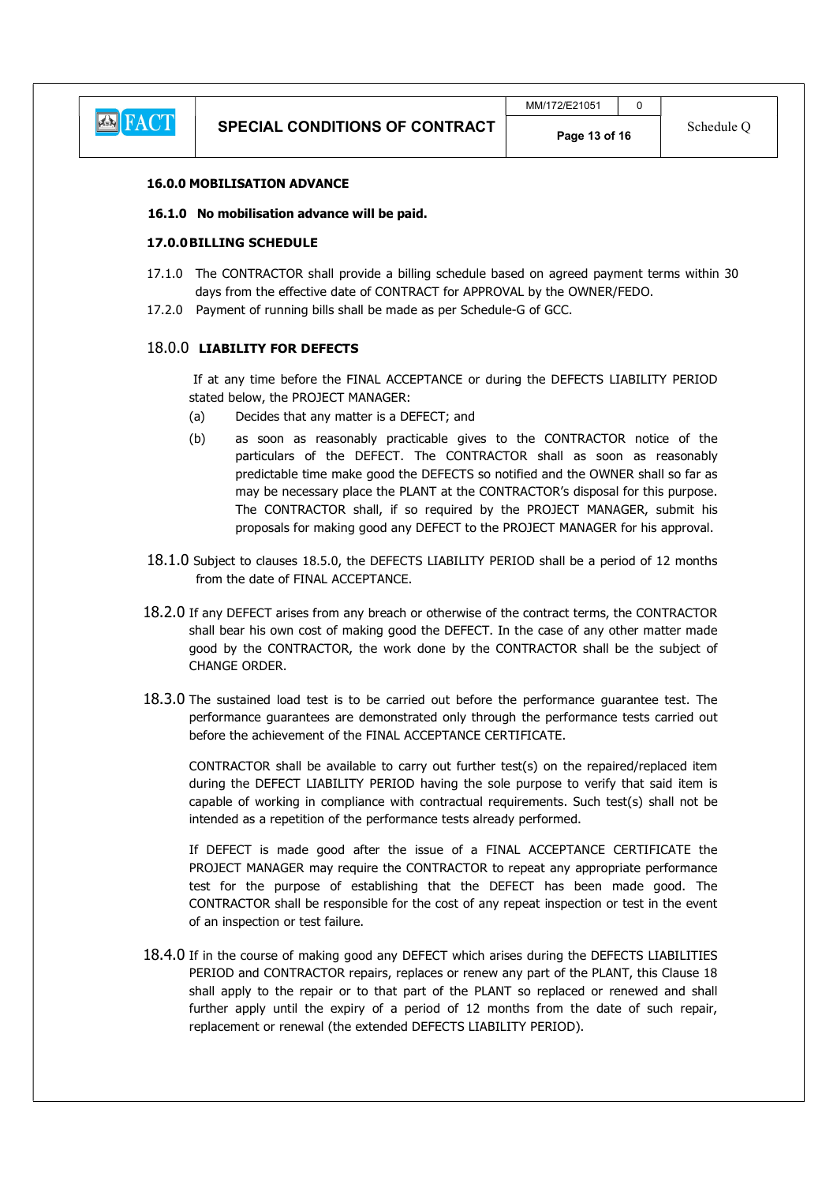**16.0.0 MOBILISATION ADVANCE**

**16.1.0 No mobilisation advance will be paid.**

**17.0.0 BILLING SCHEDULE**

17.1.0 The CONTRACTOR shall provide a billing schedule based on agreed payment terms within 30 days from the effective date of CONTRACT for APPROVAL by the OWNER/FEDO.

17.2.0 Payment of running bills shall be made as per Schedule-G of GCC.

18.0.0 **LIABILITY FOR DEFECTS**

If at any time before the FINAL ACCEPTANCE or during the DEFECTS LIABILITY PERIOD stated below, the PROJECT MANAGER:

(a) Decides that any matter is a DEFECT; and

(b) as soon as reasonably practicable gives to the CONTRACTOR notice of the particulars of the DEFECT. The CONTRACTOR shall as soon as reasonably predictable time make good the DEFECTS so notified and the OWNER shall so far as may be necessary place the PLANT at the CONTRACTOR's disposal for this purpose. The CONTRACTOR shall, if so required by the PROJECT MANAGER, submit his proposals for making good any DEFECT to the PROJECT MANAGER for his approval.

18.1.0 Subject to clauses 18.5.0, the DEFECTS LIABILITY PERIOD shall be a period of 12 months from the date of FINAL ACCEPTANCE.

18.2.0 If any DEFECT arises from any breach or otherwise of the contract terms, the CONTRACTOR shall bear his own cost of making good the DEFECT. In the case of any other matter made good by the CONTRACTOR, the work done by the CONTRACTOR shall be the subject of CHANGE ORDER.

18.3.0 The sustained load test is to be carried out before the performance guarantee test. The performance guarantees are demonstrated only through the performance tests carried out before the achievement of the FINAL ACCEPTANCE CERTIFICATE.

CONTRACTOR shall be available to carry out further test(s) on the repaired/replaced item during the DEFECT LIABILITY PERIOD having the sole purpose to verify that said item is capable of working in compliance with contractual requirements. Such test(s) shall not be intended as a repetition of the performance tests already performed.

If DEFECT is made good after the issue of a FINAL ACCEPTANCE CERTIFICATE the PROJECT MANAGER may require the CONTRACTOR to repeat any appropriate performance test for the purpose of establishing that the DEFECT has been made good. The CONTRACTOR shall be responsible for the cost of any repeat inspection or test in the event of an inspection or test failure.

18.4.0 If in the course of making good any DEFECT which arises during the DEFECTS LIABILITIES PERIOD and CONTRACTOR repairs, replaces or renew any part of the PLANT, this Clause 18 shall apply to the repair or to that part of the PLANT so replaced or renewed and shall further apply until the expiry of a period of 12 months from the date of such repair, replacement or renewal (the extended DEFECTS LIABILITY PERIOD).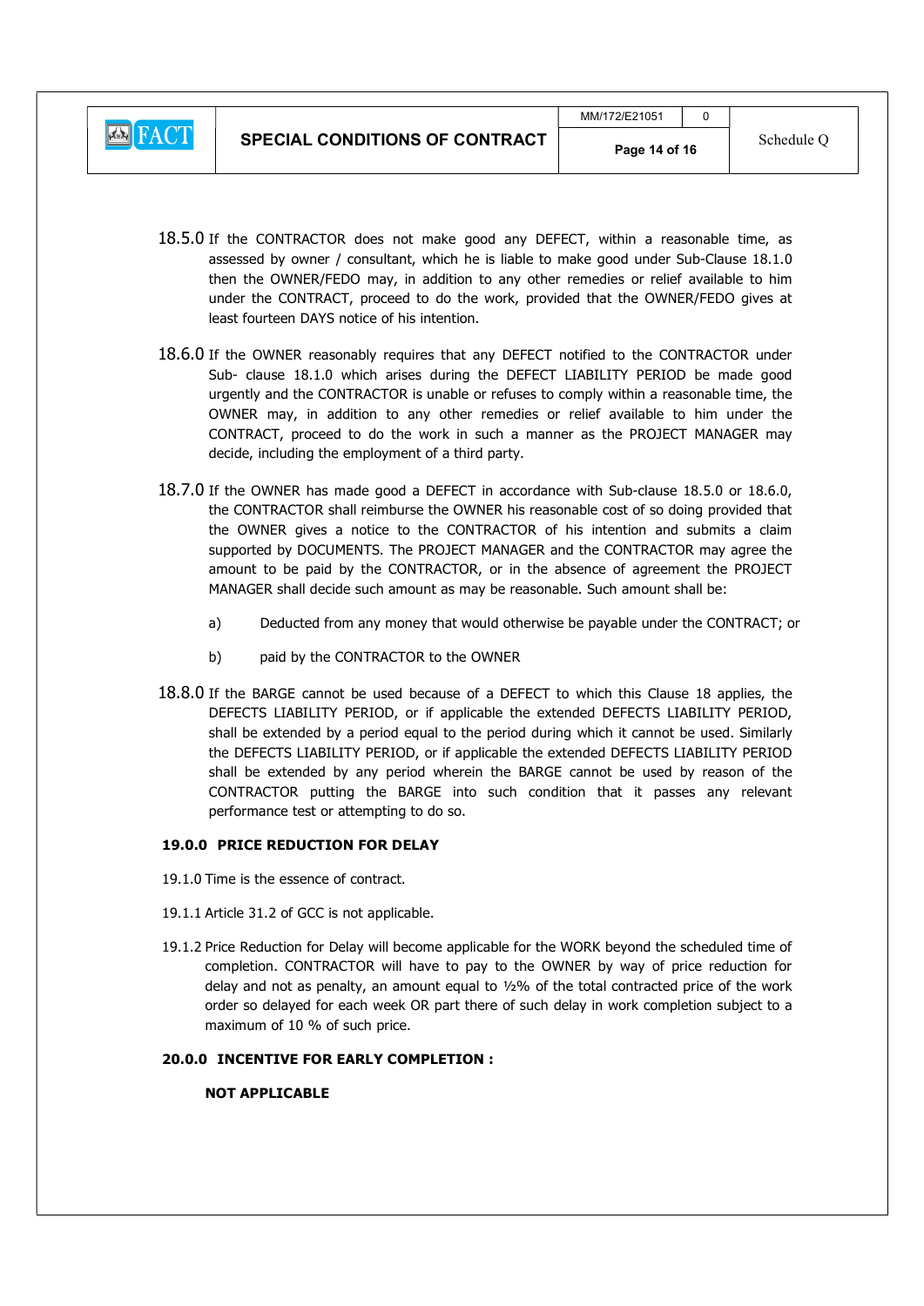18.5.0 If the CONTRACTOR does not make good any DEFECT, within a reasonable time, as assessed by owner / consultant, which he is liable to make good under Sub-Clause 18.1.0 then the OWNER/FEDO may, in addition to any other remedies or relief available to him under the CONTRACT, proceed to do the work, provided that the OWNER/FEDO gives at least fourteen DAYS notice of his intention.

18.6.0 If the OWNER reasonably requires that any DEFECT notified to the CONTRACTOR under Sub- clause 18.1.0 which arises during the DEFECT LIABILITY PERIOD be made good urgently and the CONTRACTOR is unable or refuses to comply within a reasonable time, the OWNER may, in addition to any other remedies or relief available to him under the CONTRACT, proceed to do the work in such a manner as the PROJECT MANAGER may decide, including the employment of a third party.

18.7.0 If the OWNER has made good a DEFECT in accordance with Sub-clause 18.5.0 or 18.6.0, the CONTRACTOR shall reimburse the OWNER his reasonable cost of so doing provided that the OWNER gives a notice to the CONTRACTOR of his intention and submits a claim supported by DOCUMENTS. The PROJECT MANAGER and the CONTRACTOR may agree the amount to be paid by the CONTRACTOR, or in the absence of agreement the PROJECT MANAGER shall decide such amount as may be reasonable. Such amount shall be:

a) Deducted from any money that would otherwise be payable under the CONTRACT; or

b) paid by the CONTRACTOR to the OWNER

18.8.0 If the BARGE cannot be used because of a DEFECT to which this Clause 18 applies, the DEFECTS LIABILITY PERIOD, or if applicable the extended DEFECTS LIABILITY PERIOD, shall be extended by a period equal to the period during which it cannot be used. Similarly the DEFECTS LIABILITY PERIOD, or if applicable the extended DEFECTS LIABILITY PERIOD shall be extended by any period wherein the BARGE cannot be used by reason of the CONTRACTOR putting the BARGE into such condition that it passes any relevant performance test or attempting to do so.

**19.0.0 PRICE REDUCTION FOR DELAY**

19.1.0 Time is the essence of contract.

19.1.1 Article 31.2 of GCC is not applicable.

19.1.2 Price Reduction for Delay will become applicable for the WORK beyond the scheduled time of completion. CONTRACTOR will have to pay to the OWNER by way of price reduction for delay and not as penalty, an amount equal to ½% of the total contracted price of the work order so delayed for each week OR part there of such delay in work completion subject to a maximum of 10 % of such price.

**20.0.0 INCENTIVE FOR EARLY COMPLETION :**

**NOT APPLICABLE**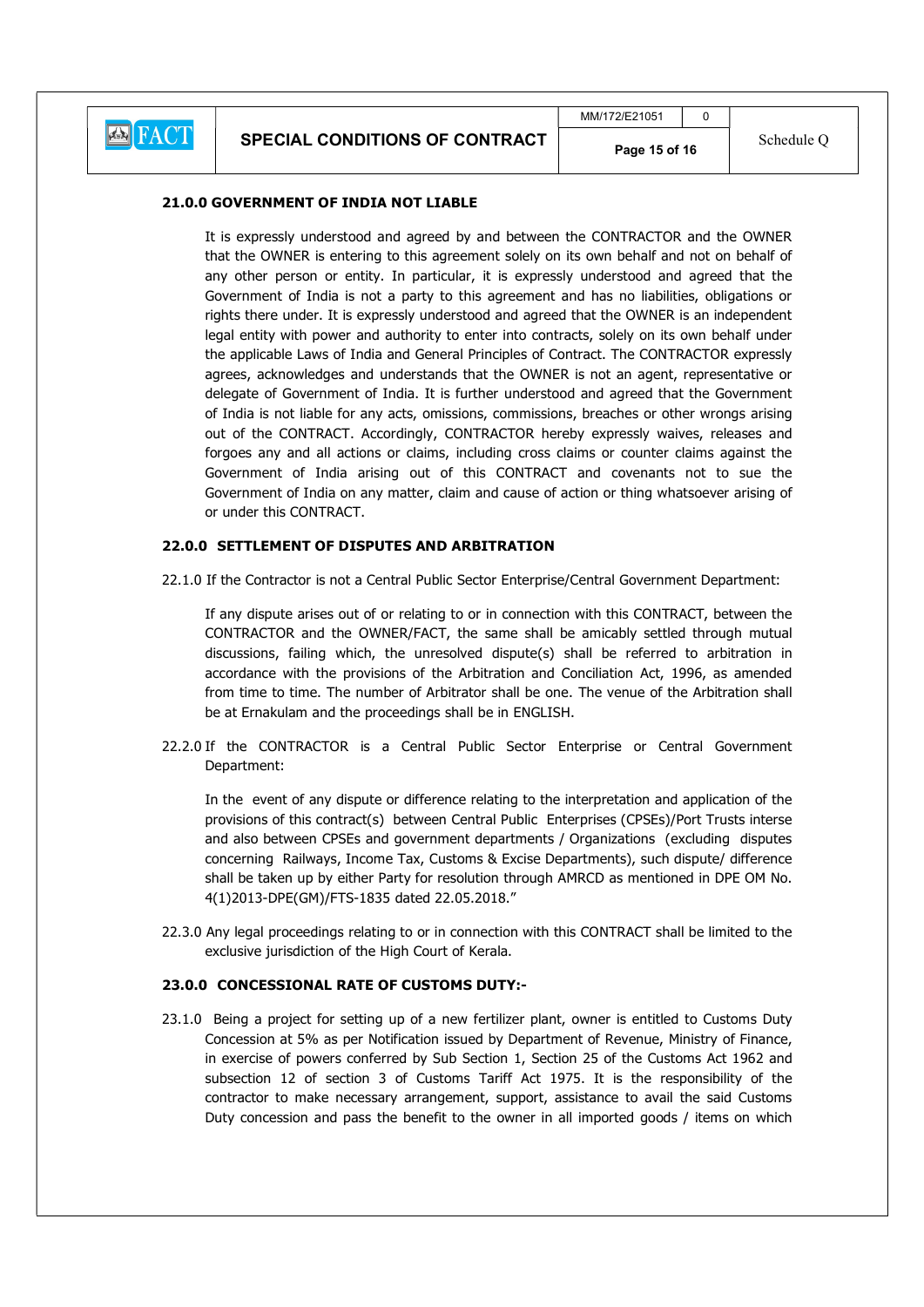**21.0.0 GOVERNMENT OF INDIA NOT LIABLE**

It is expressly understood and agreed by and between the CONTRACTOR and the OWNER that the OWNER is entering to this agreement solely on its own behalf and not on behalf of any other person or entity. In particular, it is expressly understood and agreed that the Government of India is not a party to this agreement and has no liabilities, obligations or rights there under. It is expressly understood and agreed that the OWNER is an independent legal entity with power and authority to enter into contracts, solely on its own behalf under the applicable Laws of India and General Principles of Contract. The CONTRACTOR expressly agrees, acknowledges and understands that the OWNER is not an agent, representative or delegate of Government of India. It is further understood and agreed that the Government of India is not liable for any acts, omissions, commissions, breaches or other wrongs arising out of the CONTRACT. Accordingly, CONTRACTOR hereby expressly waives, releases and forgoes any and all actions or claims, including cross claims or counter claims against the Government of India arising out of this CONTRACT and covenants not to sue the Government of India on any matter, claim and cause of action or thing whatsoever arising of or under this CONTRACT.

**22.0.0 SETTLEMENT OF DISPUTES AND ARBITRATION**

22.1.0 If the Contractor is not a Central Public Sector Enterprise/Central Government Department:

If any dispute arises out of or relating to or in connection with this CONTRACT, between the CONTRACTOR and the OWNER/FACT, the same shall be amicably settled through mutual discussions, failing which, the unresolved dispute(s) shall be referred to arbitration in accordance with the provisions of the Arbitration and Conciliation Act, 1996, as amended from time to time. The number of Arbitrator shall be one. The venue of the Arbitration shall be at Ernakulam and the proceedings shall be in ENGLISH.

22.2.0 If the CONTRACTOR is a Central Public Sector Enterprise or Central Government Department:

In the event of any dispute or difference relating to the interpretation and application of the provisions of this contract(s) between Central Public Enterprises (CPSEs)/Port Trusts interse and also between CPSEs and government departments / Organizations (excluding disputes concerning Railways, Income Tax, Customs & Excise Departments), such dispute/ difference shall be taken up by either Party for resolution through AMRCD as mentioned in DPE OM No. 4(1)2013-DPE(GM)/FTS-1835 dated 22.05.2018."

22.3.0 Any legal proceedings relating to or in connection with this CONTRACT shall be limited to the exclusive jurisdiction of the High Court of Kerala.

**23.0.0 CONCESSIONAL RATE OF CUSTOMS DUTY:-**

23.1.0 Being a project for setting up of a new fertilizer plant, owner is entitled to Customs Duty Concession at 5% as per Notification issued by Department of Revenue, Ministry of Finance, in exercise of powers conferred by Sub Section 1, Section 25 of the Customs Act 1962 and subsection 12 of section 3 of Customs Tariff Act 1975. It is the responsibility of the contractor to make necessary arrangement, support, assistance to avail the said Customs Duty concession and pass the benefit to the owner in all imported goods / items on which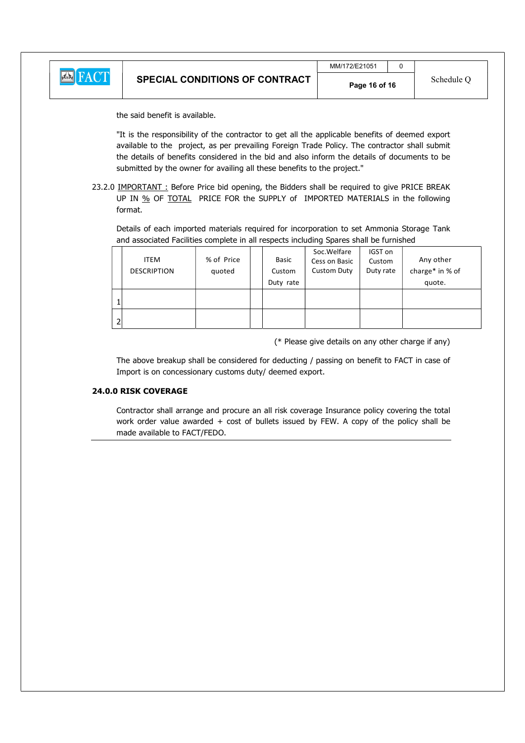the said benefit is available.

"It is the responsibility of the contractor to get all the applicable benefits of deemed export available to the project, as per prevailing Foreign Trade Policy. The contractor shall submit the details of benefits considered in the bid and also inform the details of documents to be submitted by the owner for availing all these benefits to the project."

23.2.0 IMPORTANT : Before Price bid opening, the Bidders shall be required to give PRICE BREAK UP IN % OF TOTAL PRICE FOR the SUPPLY of IMPORTED MATERIALS in the following format.

Details of each imported materials required for incorporation to set Ammonia Storage Tank and associated Facilities complete in all respects including Spares shall be furnished

| | ITEM DESCRIPTION | % of Price quoted | | Basic Custom Duty rate | Soc.Welfare Cess on Basic Custom Duty | IGST on Custom Duty rate | Any other charge* in % of quote. |
|---|---|---|---|---|---|---|---|
| 1 | | | | | | | |
| 2 | | | | | | | |

(* Please give details on any other charge if any)

The above breakup shall be considered for deducting / passing on benefit to FACT in case of Import is on concessionary customs duty/ deemed export.

**24.0.0 RISK COVERAGE**

Contractor shall arrange and procure an all risk coverage Insurance policy covering the total work order value awarded + cost of bullets issued by FEW. A copy of the policy shall be made available to FACT/FEDO.